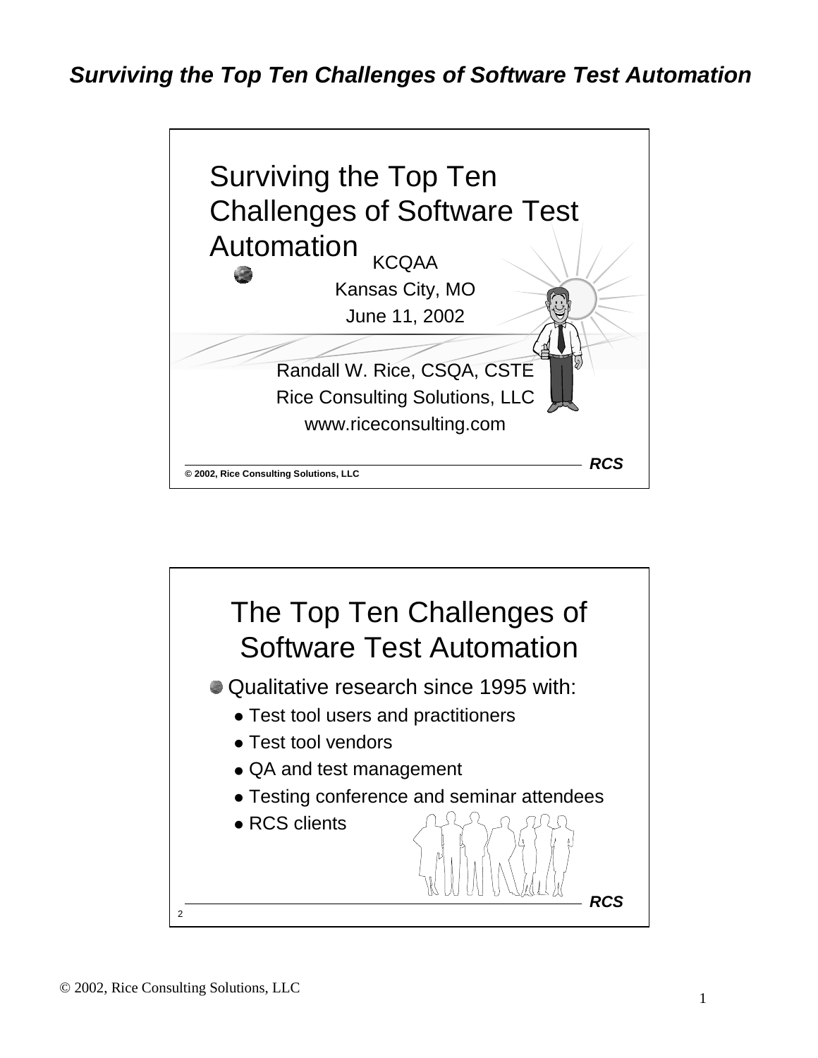# *Surviving the Top Ten Challenges of Software Test Automation*

## Surviving the Top Ten Challenges of Software Test Automation

KCQAA

Kansas City, MO

June 11, 2002

Randall W. Rice, CSQA, CSTE

Rice Consulting Solutions, LLC

www.riceconsulting.com

***RCS***

**© 2002, Rice Consulting Solutions, LLC**

## The Top Ten Challenges of Software Test Automation

- Qualitative research since 1995 with:
  - Test tool users and practitioners
  - Test tool vendors
  - QA and test management
  - Testing conference and seminar attendees
  - RCS clients

***RCS***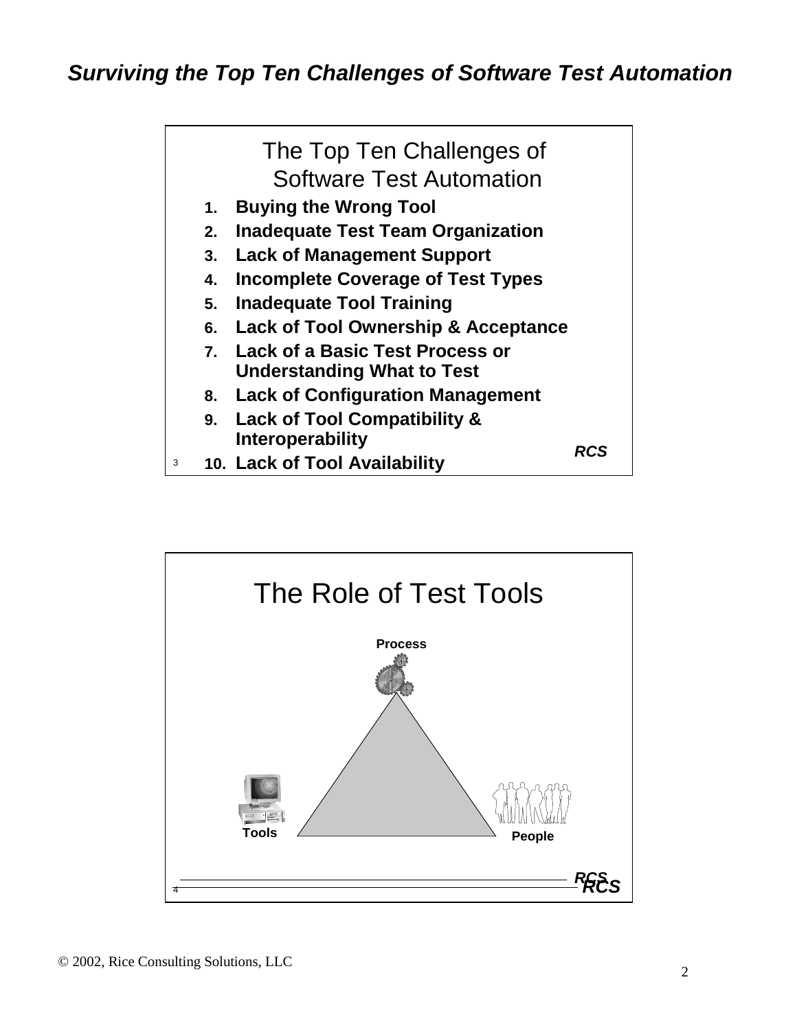## The Top Ten Challenges of Software Test Automation

1. **Buying the Wrong Tool**
2. **Inadequate Test Team Organization**
3. **Lack of Management Support**
4. **Incomplete Coverage of Test Types**
5. **Inadequate Tool Training**
6. **Lack of Tool Ownership & Acceptance**
7. **Lack of a Basic Test Process or Understanding What to Test**
8. **Lack of Configuration Management**
9. **Lack of Tool Compatibility & Interoperability**
10. **Lack of Tool Availability**

***RCS***

## The Role of Test Tools

**Process**

**Tools**

**People**

***RCS***

© 2002, Rice Consulting Solutions, LLC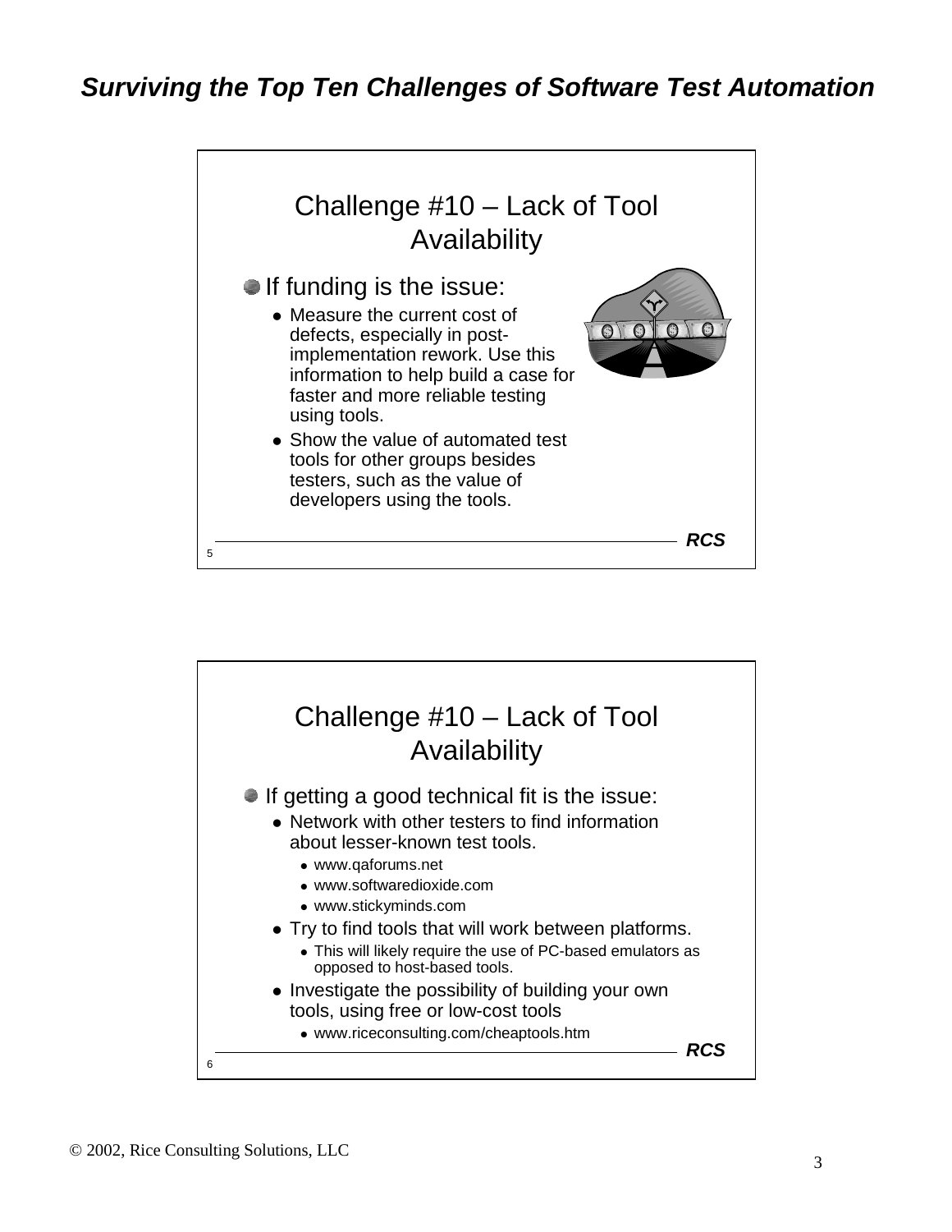## Challenge #10 – Lack of Tool Availability

- If funding is the issue:
  - Measure the current cost of defects, especially in post-implementation rework. Use this information to help build a case for faster and more reliable testing using tools.
  - Show the value of automated test tools for other groups besides testers, such as the value of developers using the tools.

## Challenge #10 – Lack of Tool Availability

- If getting a good technical fit is the issue:
  - Network with other testers to find information about lesser-known test tools.
    - www.qaforums.net
    - www.softwaredioxide.com
    - www.stickyminds.com
  - Try to find tools that will work between platforms.
    - This will likely require the use of PC-based emulators as opposed to host-based tools.
  - Investigate the possibility of building your own tools, using free or low-cost tools
    - www.riceconsulting.com/cheaptools.htm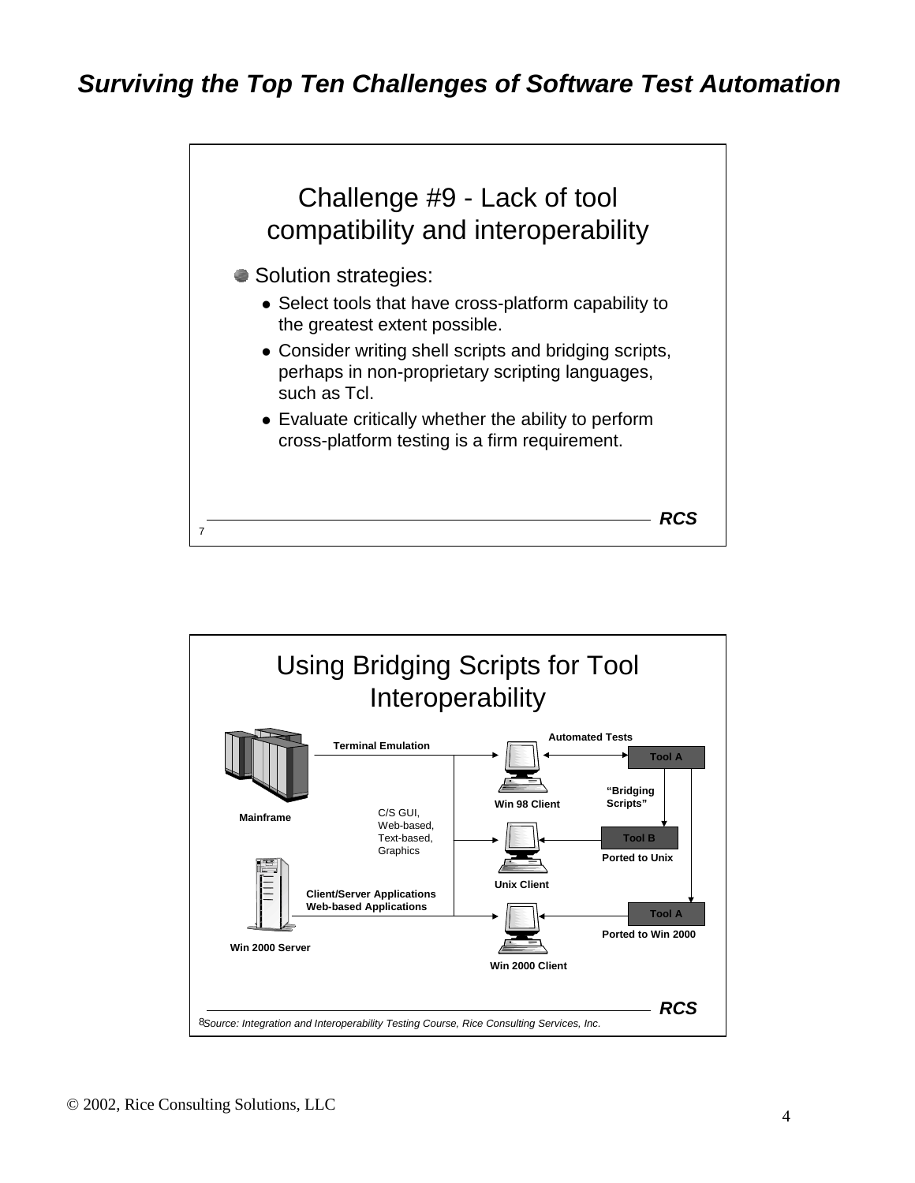## Challenge #9 - Lack of tool compatibility and interoperability

- Solution strategies:
  - Select tools that have cross-platform capability to the greatest extent possible.
  - Consider writing shell scripts and bridging scripts, perhaps in non-proprietary scripting languages, such as Tcl.
  - Evaluate critically whether the ability to perform cross-platform testing is a firm requirement.

## Using Bridging Scripts for Tool Interoperability

Mainframe — Terminal Emulation

Win 2000 Server — Client/Server Applications, Web-based Applications

C/S GUI, Web-based, Text-based, Graphics

Win 98 Client — Automated Tests — Tool A

"Bridging Scripts"

Unix Client — Tool B (Ported to Unix)

Win 2000 Client — Tool A (Ported to Win 2000)

*Source: Integration and Interoperability Testing Course, Rice Consulting Services, Inc.*

© 2002, Rice Consulting Solutions, LLC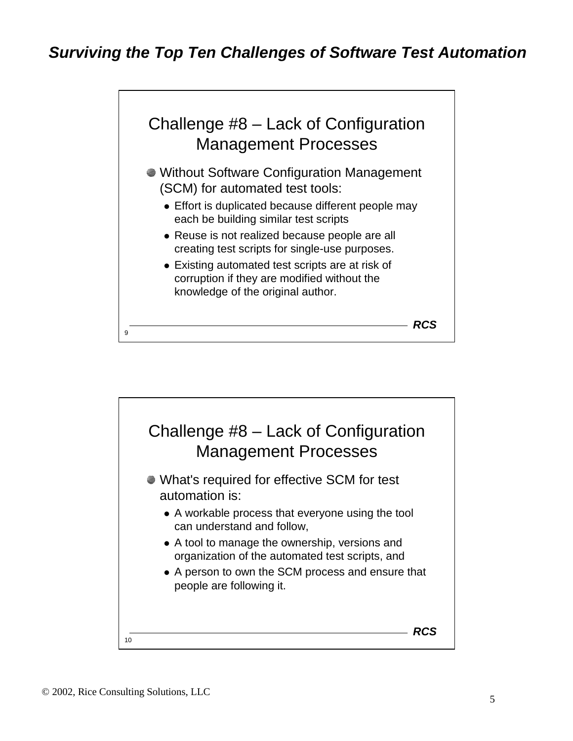## Challenge #8 – Lack of Configuration Management Processes

- Without Software Configuration Management (SCM) for automated test tools:
  - Effort is duplicated because different people may each be building similar test scripts
  - Reuse is not realized because people are all creating test scripts for single-use purposes.
  - Existing automated test scripts are at risk of corruption if they are modified without the knowledge of the original author.

## Challenge #8 – Lack of Configuration Management Processes

- What's required for effective SCM for test automation is:
  - A workable process that everyone using the tool can understand and follow,
  - A tool to manage the ownership, versions and organization of the automated test scripts, and
  - A person to own the SCM process and ensure that people are following it.

© 2002, Rice Consulting Solutions, LLC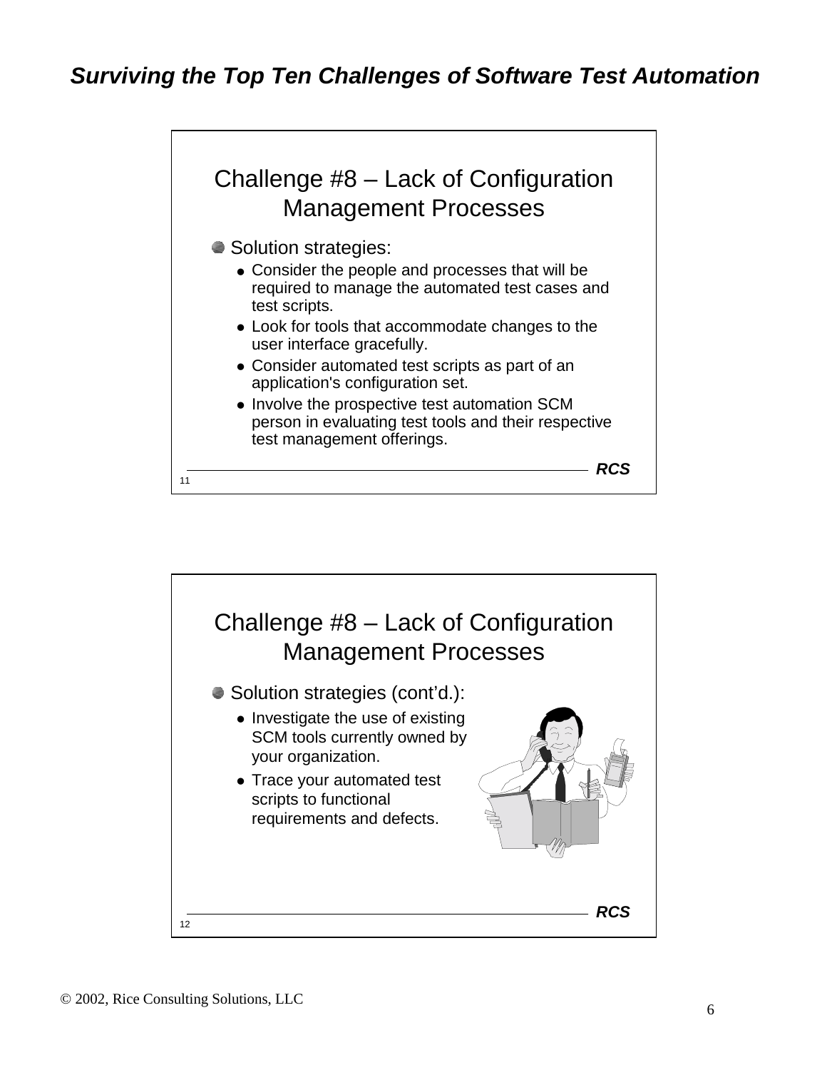## Challenge #8 – Lack of Configuration Management Processes

- Solution strategies:
  - Consider the people and processes that will be required to manage the automated test cases and test scripts.
  - Look for tools that accommodate changes to the user interface gracefully.
  - Consider automated test scripts as part of an application's configuration set.
  - Involve the prospective test automation SCM person in evaluating test tools and their respective test management offerings.

**RCS**

## Challenge #8 – Lack of Configuration Management Processes

- Solution strategies (cont'd.):
  - Investigate the use of existing SCM tools currently owned by your organization.
  - Trace your automated test scripts to functional requirements and defects.

**RCS**

© 2002, Rice Consulting Solutions, LLC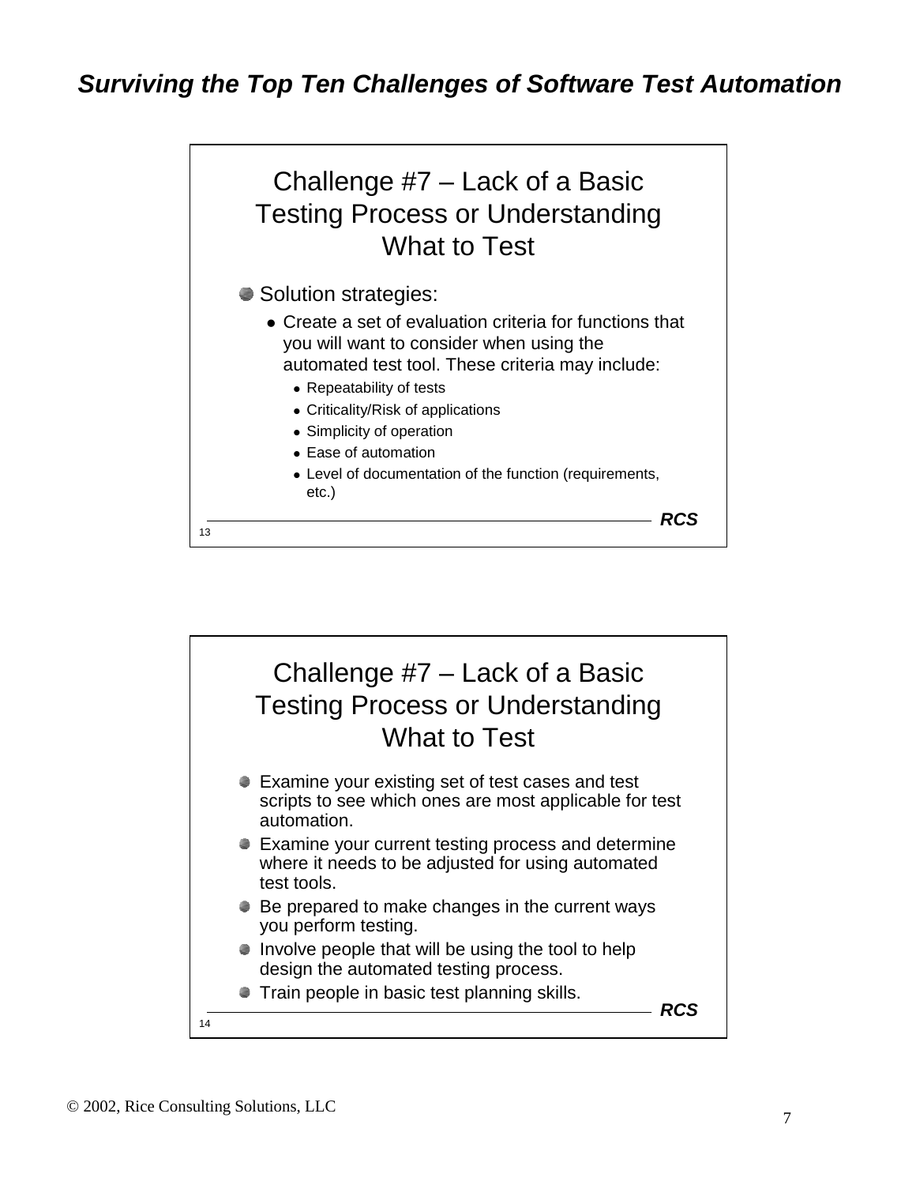## Challenge #7 – Lack of a Basic Testing Process or Understanding What to Test

- Solution strategies:
  - Create a set of evaluation criteria for functions that you will want to consider when using the automated test tool. These criteria may include:
    - Repeatability of tests
    - Criticality/Risk of applications
    - Simplicity of operation
    - Ease of automation
    - Level of documentation of the function (requirements, etc.)

## Challenge #7 – Lack of a Basic Testing Process or Understanding What to Test

- Examine your existing set of test cases and test scripts to see which ones are most applicable for test automation.
- Examine your current testing process and determine where it needs to be adjusted for using automated test tools.
- Be prepared to make changes in the current ways you perform testing.
- Involve people that will be using the tool to help design the automated testing process.
- Train people in basic test planning skills.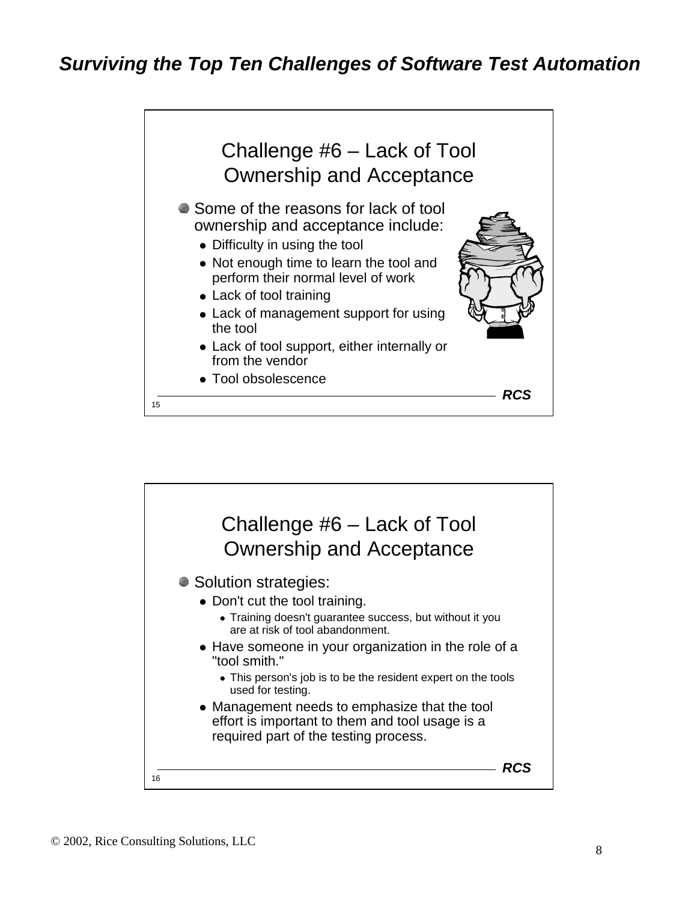## Challenge #6 – Lack of Tool Ownership and Acceptance

- Some of the reasons for lack of tool ownership and acceptance include:
  - Difficulty in using the tool
  - Not enough time to learn the tool and perform their normal level of work
  - Lack of tool training
  - Lack of management support for using the tool
  - Lack of tool support, either internally or from the vendor
  - Tool obsolescence

## Challenge #6 – Lack of Tool Ownership and Acceptance

- Solution strategies:
  - Don't cut the tool training.
    - Training doesn't guarantee success, but without it you are at risk of tool abandonment.
  - Have someone in your organization in the role of a "tool smith."
    - This person's job is to be the resident expert on the tools used for testing.
  - Management needs to emphasize that the tool effort is important to them and tool usage is a required part of the testing process.

© 2002, Rice Consulting Solutions, LLC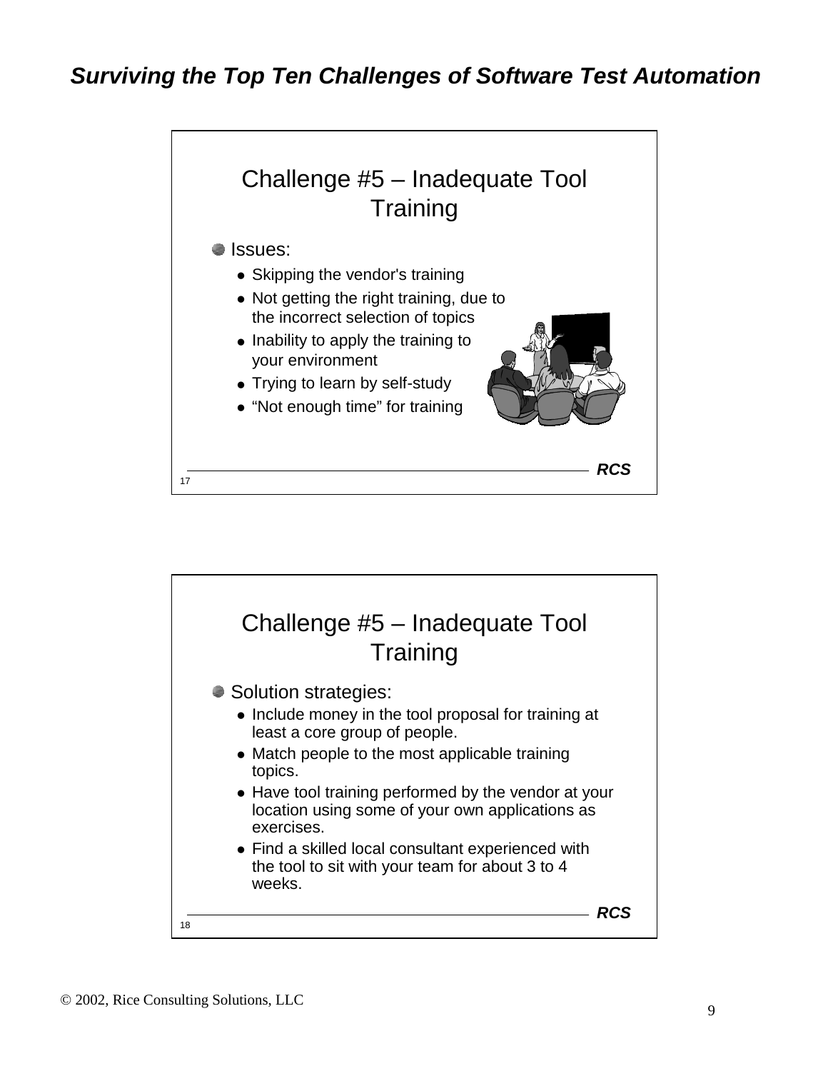## Challenge #5 – Inadequate Tool Training

- Issues:
  - Skipping the vendor's training
  - Not getting the right training, due to the incorrect selection of topics
  - Inability to apply the training to your environment
  - Trying to learn by self-study
  - “Not enough time” for training

17 — RCS

## Challenge #5 – Inadequate Tool Training

- Solution strategies:
  - Include money in the tool proposal for training at least a core group of people.
  - Match people to the most applicable training topics.
  - Have tool training performed by the vendor at your location using some of your own applications as exercises.
  - Find a skilled local consultant experienced with the tool to sit with your team for about 3 to 4 weeks.

18 — RCS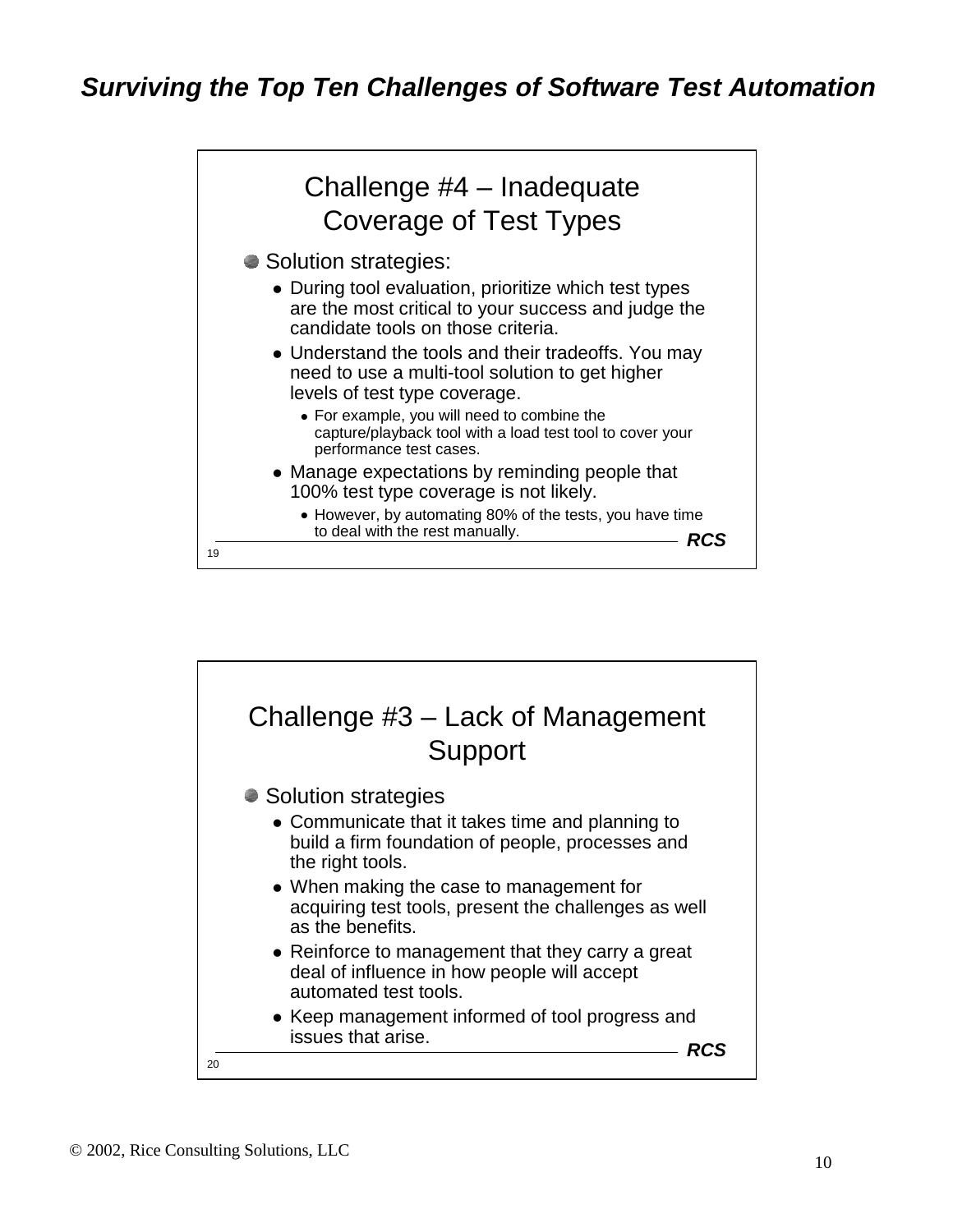## Challenge #4 – Inadequate Coverage of Test Types

- Solution strategies:
  - During tool evaluation, prioritize which test types are the most critical to your success and judge the candidate tools on those criteria.
  - Understand the tools and their tradeoffs. You may need to use a multi-tool solution to get higher levels of test type coverage.
    - For example, you will need to combine the capture/playback tool with a load test tool to cover your performance test cases.
  - Manage expectations by reminding people that 100% test type coverage is not likely.
    - However, by automating 80% of the tests, you have time to deal with the rest manually.

## Challenge #3 – Lack of Management Support

- Solution strategies
  - Communicate that it takes time and planning to build a firm foundation of people, processes and the right tools.
  - When making the case to management for acquiring test tools, present the challenges as well as the benefits.
  - Reinforce to management that they carry a great deal of influence in how people will accept automated test tools.
  - Keep management informed of tool progress and issues that arise.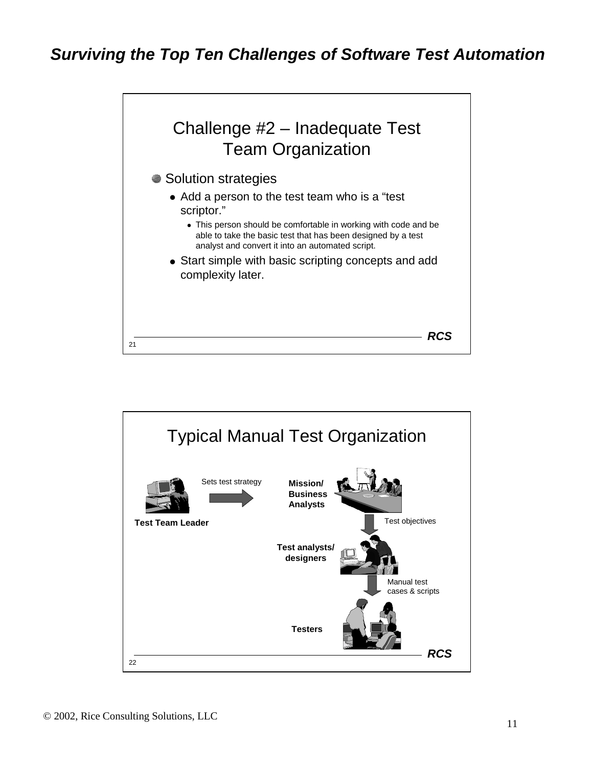## Challenge #2 – Inadequate Test Team Organization

- Solution strategies
  - Add a person to the test team who is a "test scriptor."
    - This person should be comfortable in working with code and be able to take the basic test that has been designed by a test analyst and convert it into an automated script.
  - Start simple with basic scripting concepts and add complexity later.

**RCS**

21

## Typical Manual Test Organization

**Test Team Leader** — Sets test strategy → **Mission/ Business Analysts**

Test objectives ↓

**Test analysts/ designers**

Manual test cases & scripts ↓

**Testers**

**RCS**

22

© 2002, Rice Consulting Solutions, LLC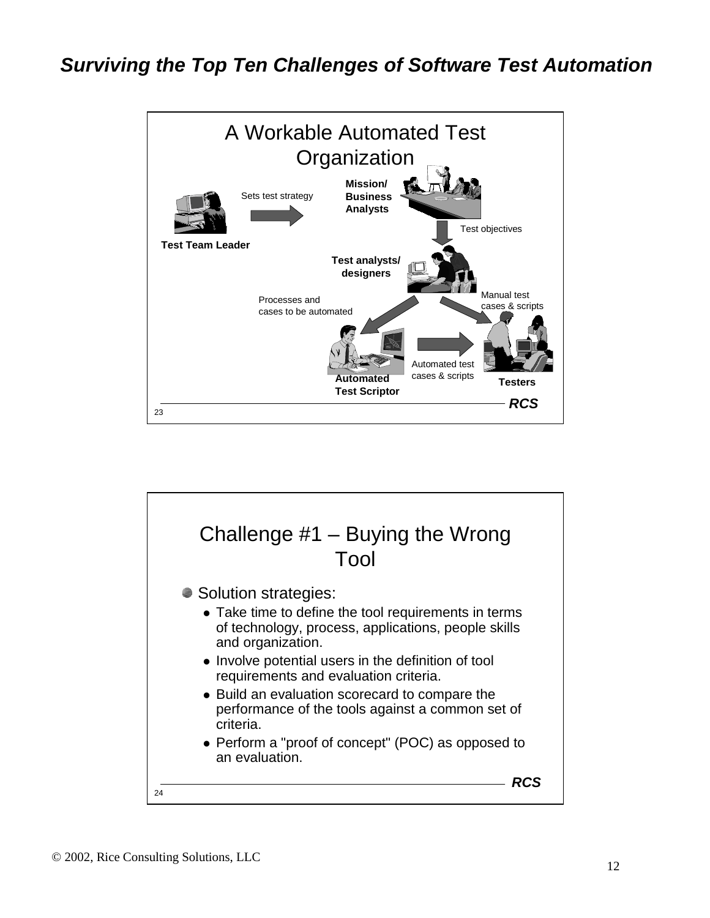## A Workable Automated Test Organization

- **Test Team Leader** — Sets test strategy → **Mission/ Business Analysts**
- **Mission/ Business Analysts** — Test objectives → **Test analysts/ designers**
- **Test analysts/ designers** — Processes and cases to be automated → **Automated Test Scriptor**
- **Test analysts/ designers** — Manual test cases & scripts → **Testers**
- **Automated Test Scriptor** — Automated test cases & scripts → **Testers**

## Challenge #1 – Buying the Wrong Tool

- Solution strategies:
  - Take time to define the tool requirements in terms of technology, process, applications, people skills and organization.
  - Involve potential users in the definition of tool requirements and evaluation criteria.
  - Build an evaluation scorecard to compare the performance of the tools against a common set of criteria.
  - Perform a "proof of concept" (POC) as opposed to an evaluation.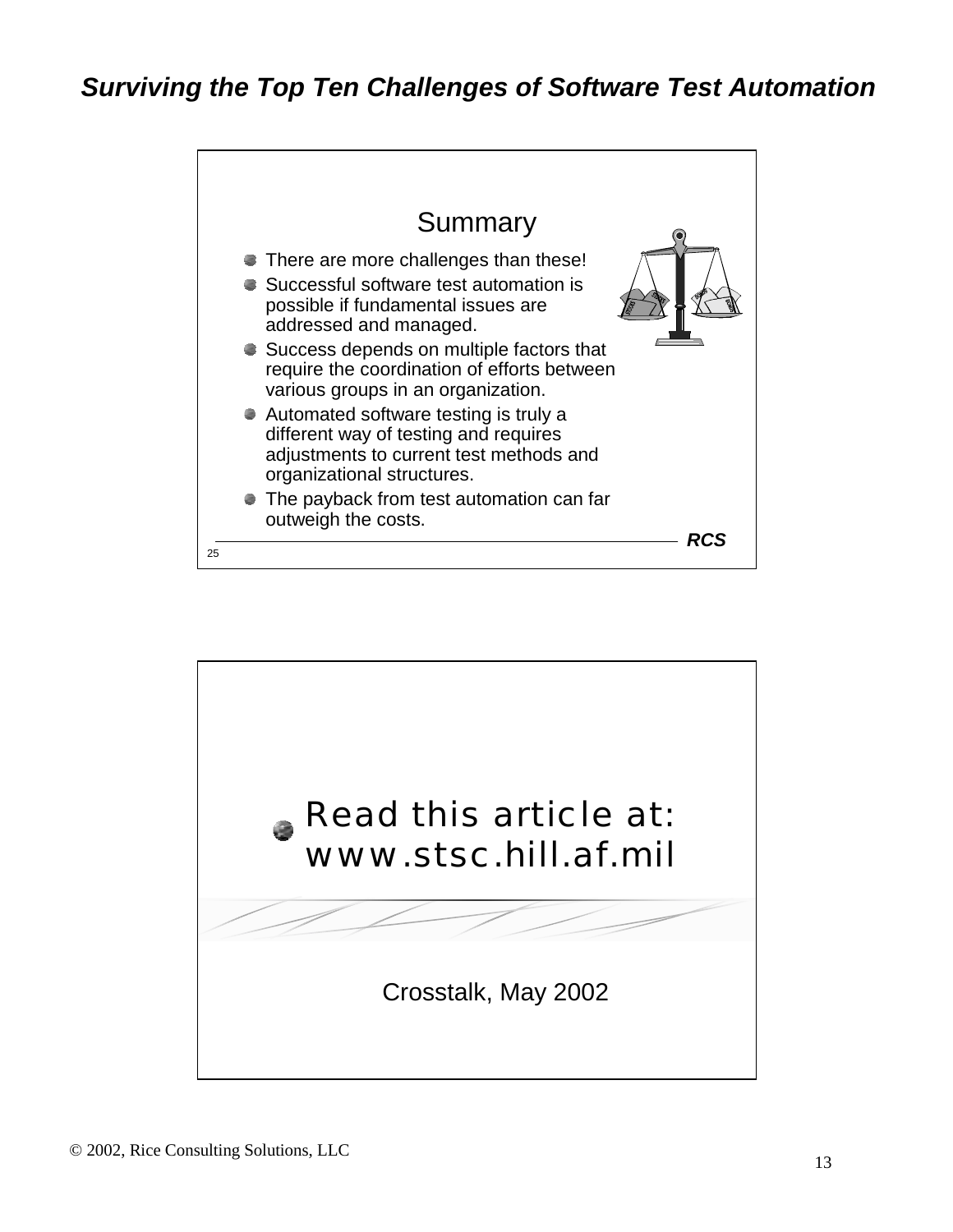## Summary

- There are more challenges than these!
- Successful software test automation is possible if fundamental issues are addressed and managed.
- Success depends on multiple factors that require the coordination of efforts between various groups in an organization.
- Automated software testing is truly a different way of testing and requires adjustments to current test methods and organizational structures.
- The payback from test automation can far outweigh the costs.

***RCS***

25

---

Read this article at:
www.stsc.hill.af.mil

Crosstalk, May 2002

© 2002, Rice Consulting Solutions, LLC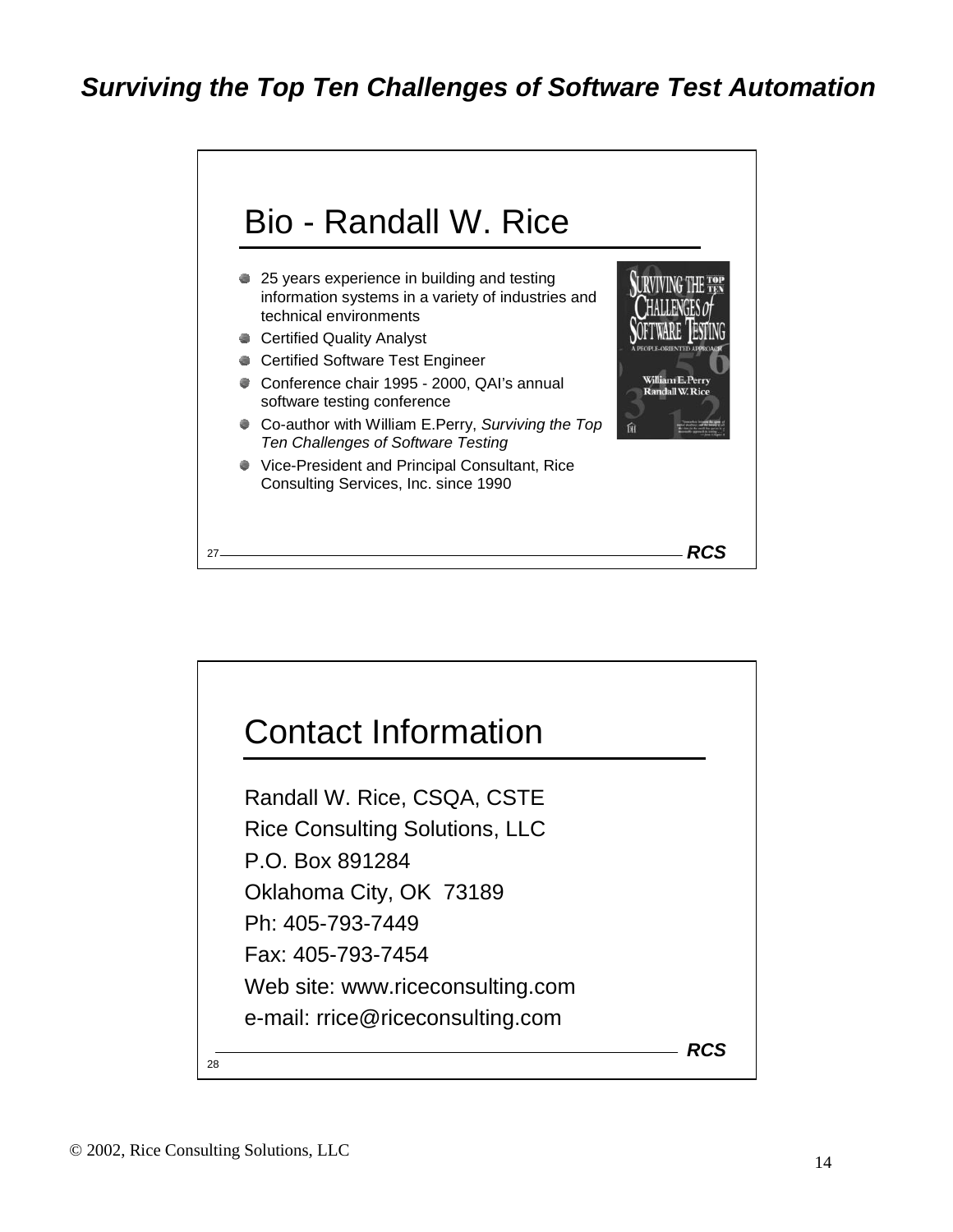## Bio - Randall W. Rice

- 25 years experience in building and testing information systems in a variety of industries and technical environments
- Certified Quality Analyst
- Certified Software Test Engineer
- Conference chair 1995 - 2000, QAI's annual software testing conference
- Co-author with William E.Perry, *Surviving the Top Ten Challenges of Software Testing*
- Vice-President and Principal Consultant, Rice Consulting Services, Inc. since 1990

**RCS**

## Contact Information

Randall W. Rice, CSQA, CSTE
Rice Consulting Solutions, LLC
P.O. Box 891284
Oklahoma City, OK 73189
Ph: 405-793-7449
Fax: 405-793-7454
Web site: www.riceconsulting.com
e-mail: rrice@riceconsulting.com

**RCS**

© 2002, Rice Consulting Solutions, LLC